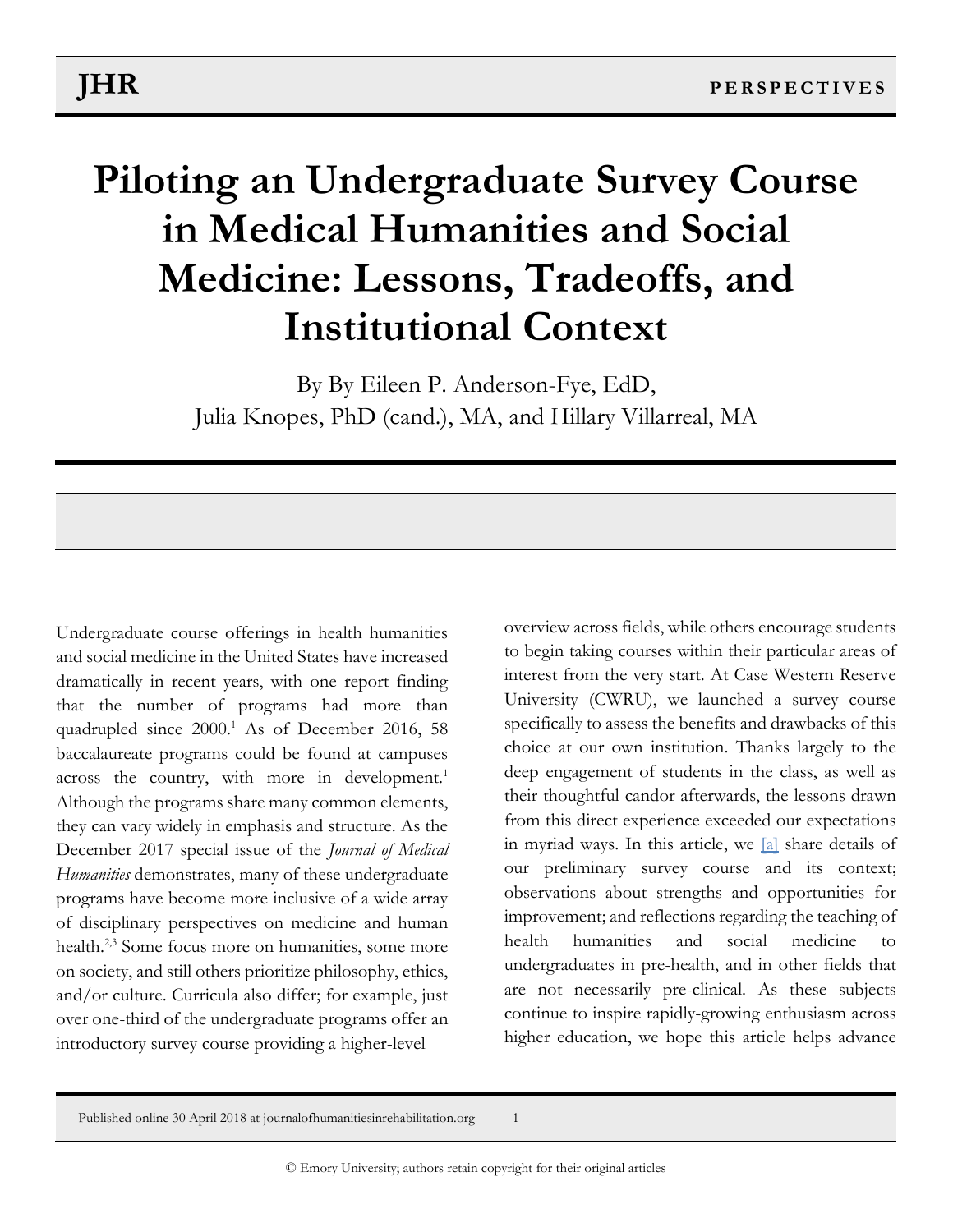# Piloting an Undergraduate Survey Course in Medical Humanities and Social Medicine: Lessons, Tradeoffs, and Institutional Context

By By Eileen P. Anderson-Fye, EdD, Julia Knopes, PhD (cand.), MA, and Hillary Villarreal, MA

Undergraduate course offerings in health humanities and social medicine in the United States have increased dramatically in recent years, with one report finding that the number of programs had more than quadrupled since 2000.[1] As of December 2016, 58 baccalaureate programs could be found at campuses across the country, with more in development.[1] Although the programs share many common elements, they can vary widely in emphasis and structure. As the December 2017 special issue of the *Journal of Medical Humanities* demonstrates, many of these undergraduate programs have become more inclusive of a wide array of disciplinary perspectives on medicine and human health.[2,3] Some focus more on humanities, some more on society, and still others prioritize philosophy, ethics, and/or culture. Curricula also differ; for example, just over one-third of the undergraduate programs offer an introductory survey course providing a higher-level overview across fields, while others encourage students to begin taking courses within their particular areas of interest from the very start. At Case Western Reserve University (CWRU), we launched a survey course specifically to assess the benefits and drawbacks of this choice at our own institution. Thanks largely to the deep engagement of students in the class, as well as their thoughtful candor afterwards, the lessons drawn from this direct experience exceeded our expectations in myriad ways. In this article, we [a] share details of our preliminary survey course and its context; observations about strengths and opportunities for improvement; and reflections regarding the teaching of health humanities and social medicine to undergraduates in pre-health, and in other fields that are not necessarily pre-clinical. As these subjects continue to inspire rapidly-growing enthusiasm across higher education, we hope this article helps advance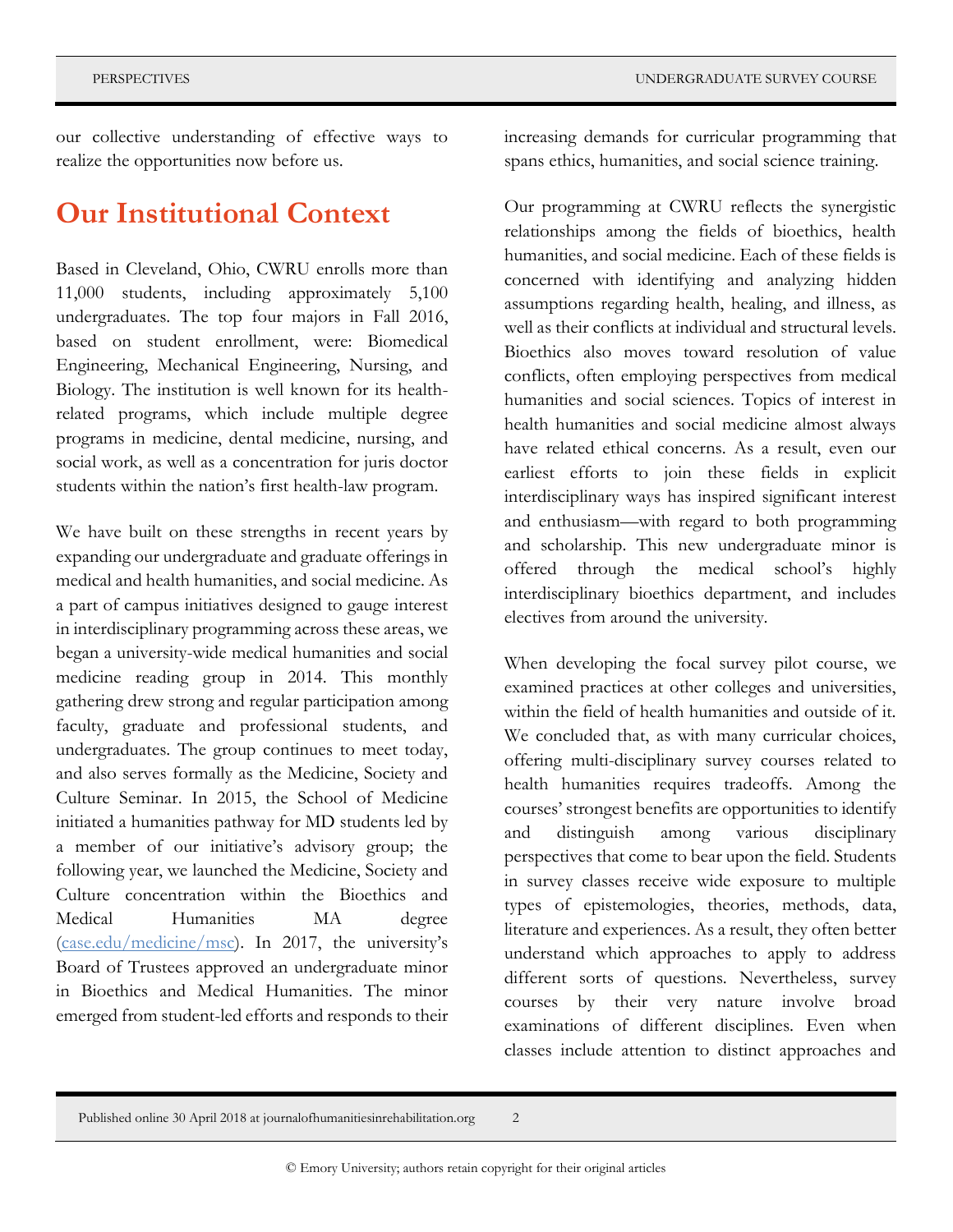our collective understanding of effective ways to realize the opportunities now before us.

## Our Institutional Context

Based in Cleveland, Ohio, CWRU enrolls more than 11,000 students, including approximately 5,100 undergraduates. The top four majors in Fall 2016, based on student enrollment, were: Biomedical Engineering, Mechanical Engineering, Nursing, and Biology. The institution is well known for its health-related programs, which include multiple degree programs in medicine, dental medicine, nursing, and social work, as well as a concentration for juris doctor students within the nation's first health-law program.

We have built on these strengths in recent years by expanding our undergraduate and graduate offerings in medical and health humanities, and social medicine. As a part of campus initiatives designed to gauge interest in interdisciplinary programming across these areas, we began a university-wide medical humanities and social medicine reading group in 2014. This monthly gathering drew strong and regular participation among faculty, graduate and professional students, and undergraduates. The group continues to meet today, and also serves formally as the Medicine, Society and Culture Seminar. In 2015, the School of Medicine initiated a humanities pathway for MD students led by a member of our initiative's advisory group; the following year, we launched the Medicine, Society and Culture concentration within the Bioethics and Medical Humanities MA degree (case.edu/medicine/msc). In 2017, the university's Board of Trustees approved an undergraduate minor in Bioethics and Medical Humanities. The minor emerged from student-led efforts and responds to their increasing demands for curricular programming that spans ethics, humanities, and social science training.

Our programming at CWRU reflects the synergistic relationships among the fields of bioethics, health humanities, and social medicine. Each of these fields is concerned with identifying and analyzing hidden assumptions regarding health, healing, and illness, as well as their conflicts at individual and structural levels. Bioethics also moves toward resolution of value conflicts, often employing perspectives from medical humanities and social sciences. Topics of interest in health humanities and social medicine almost always have related ethical concerns. As a result, even our earliest efforts to join these fields in explicit interdisciplinary ways has inspired significant interest and enthusiasm—with regard to both programming and scholarship. This new undergraduate minor is offered through the medical school's highly interdisciplinary bioethics department, and includes electives from around the university.

When developing the focal survey pilot course, we examined practices at other colleges and universities, within the field of health humanities and outside of it. We concluded that, as with many curricular choices, offering multi-disciplinary survey courses related to health humanities requires tradeoffs. Among the courses' strongest benefits are opportunities to identify and distinguish among various disciplinary perspectives that come to bear upon the field. Students in survey classes receive wide exposure to multiple types of epistemologies, theories, methods, data, literature and experiences. As a result, they often better understand which approaches to apply to address different sorts of questions. Nevertheless, survey courses by their very nature involve broad examinations of different disciplines. Even when classes include attention to distinct approaches and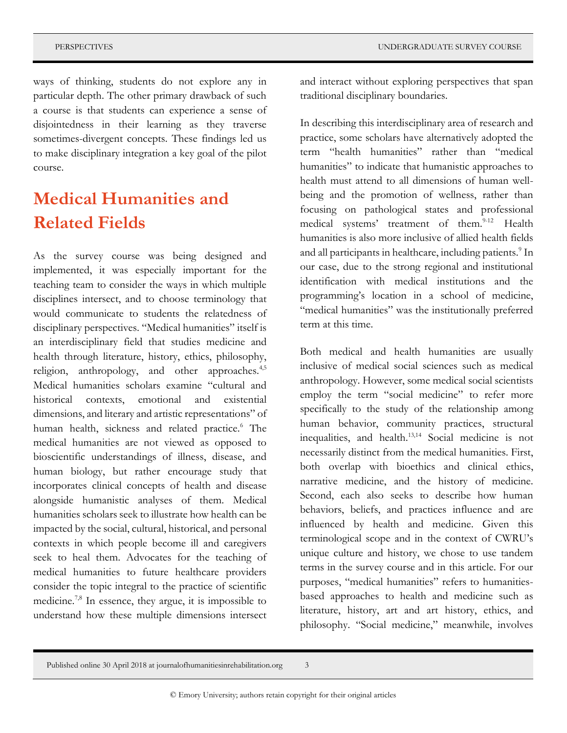ways of thinking, students do not explore any in particular depth. The other primary drawback of such a course is that students can experience a sense of disjointedness in their learning as they traverse sometimes-divergent concepts. These findings led us to make disciplinary integration a key goal of the pilot course.

## Medical Humanities and Related Fields

As the survey course was being designed and implemented, it was especially important for the teaching team to consider the ways in which multiple disciplines intersect, and to choose terminology that would communicate to students the relatedness of disciplinary perspectives. "Medical humanities" itself is an interdisciplinary field that studies medicine and health through literature, history, ethics, philosophy, religion, anthropology, and other approaches.[4,5] Medical humanities scholars examine "cultural and historical contexts, emotional and existential dimensions, and literary and artistic representations" of human health, sickness and related practice.[6] The medical humanities are not viewed as opposed to bioscientific understandings of illness, disease, and human biology, but rather encourage study that incorporates clinical concepts of health and disease alongside humanistic analyses of them. Medical humanities scholars seek to illustrate how health can be impacted by the social, cultural, historical, and personal contexts in which people become ill and caregivers seek to heal them. Advocates for the teaching of medical humanities to future healthcare providers consider the topic integral to the practice of scientific medicine.[7,8] In essence, they argue, it is impossible to understand how these multiple dimensions intersect and interact without exploring perspectives that span traditional disciplinary boundaries.

In describing this interdisciplinary area of research and practice, some scholars have alternatively adopted the term "health humanities" rather than "medical humanities" to indicate that humanistic approaches to health must attend to all dimensions of human well-being and the promotion of wellness, rather than focusing on pathological states and professional medical systems' treatment of them.[9-12] Health humanities is also more inclusive of allied health fields and all participants in healthcare, including patients.[9] In our case, due to the strong regional and institutional identification with medical institutions and the programming's location in a school of medicine, "medical humanities" was the institutionally preferred term at this time.

Both medical and health humanities are usually inclusive of medical social sciences such as medical anthropology. However, some medical social scientists employ the term "social medicine" to refer more specifically to the study of the relationship among human behavior, community practices, structural inequalities, and health.[13,14] Social medicine is not necessarily distinct from the medical humanities. First, both overlap with bioethics and clinical ethics, narrative medicine, and the history of medicine. Second, each also seeks to describe how human behaviors, beliefs, and practices influence and are influenced by health and medicine. Given this terminological scope and in the context of CWRU's unique culture and history, we chose to use tandem terms in the survey course and in this article. For our purposes, "medical humanities" refers to humanities-based approaches to health and medicine such as literature, history, art and art history, ethics, and philosophy. "Social medicine," meanwhile, involves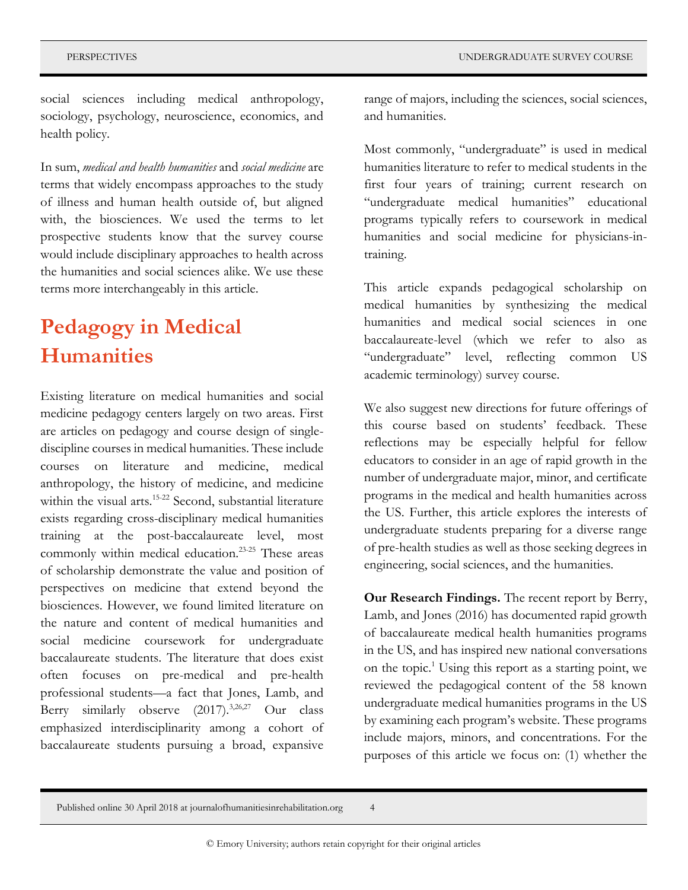social sciences including medical anthropology, sociology, psychology, neuroscience, economics, and health policy.

In sum, *medical and health humanities* and *social medicine* are terms that widely encompass approaches to the study of illness and human health outside of, but aligned with, the biosciences. We used the terms to let prospective students know that the survey course would include disciplinary approaches to health across the humanities and social sciences alike. We use these terms more interchangeably in this article.

## Pedagogy in Medical Humanities

Existing literature on medical humanities and social medicine pedagogy centers largely on two areas. First are articles on pedagogy and course design of single-discipline courses in medical humanities. These include courses on literature and medicine, medical anthropology, the history of medicine, and medicine within the visual arts.[15-22] Second, substantial literature exists regarding cross-disciplinary medical humanities training at the post-baccalaureate level, most commonly within medical education.[23-25] These areas of scholarship demonstrate the value and position of perspectives on medicine that extend beyond the biosciences. However, we found limited literature on the nature and content of medical humanities and social medicine coursework for undergraduate baccalaureate students. The literature that does exist often focuses on pre-medical and pre-health professional students—a fact that Jones, Lamb, and Berry similarly observe (2017).[3,26,27] Our class emphasized interdisciplinarity among a cohort of baccalaureate students pursuing a broad, expansive range of majors, including the sciences, social sciences, and humanities.

Most commonly, "undergraduate" is used in medical humanities literature to refer to medical students in the first four years of training; current research on "undergraduate medical humanities" educational programs typically refers to coursework in medical humanities and social medicine for physicians-in-training.

This article expands pedagogical scholarship on medical humanities by synthesizing the medical humanities and medical social sciences in one baccalaureate-level (which we refer to also as "undergraduate" level, reflecting common US academic terminology) survey course.

We also suggest new directions for future offerings of this course based on students' feedback. These reflections may be especially helpful for fellow educators to consider in an age of rapid growth in the number of undergraduate major, minor, and certificate programs in the medical and health humanities across the US. Further, this article explores the interests of undergraduate students preparing for a diverse range of pre-health studies as well as those seeking degrees in engineering, social sciences, and the humanities.

**Our Research Findings.** The recent report by Berry, Lamb, and Jones (2016) has documented rapid growth of baccalaureate medical health humanities programs in the US, and has inspired new national conversations on the topic.[1] Using this report as a starting point, we reviewed the pedagogical content of the 58 known undergraduate medical humanities programs in the US by examining each program's website. These programs include majors, minors, and concentrations. For the purposes of this article we focus on: (1) whether the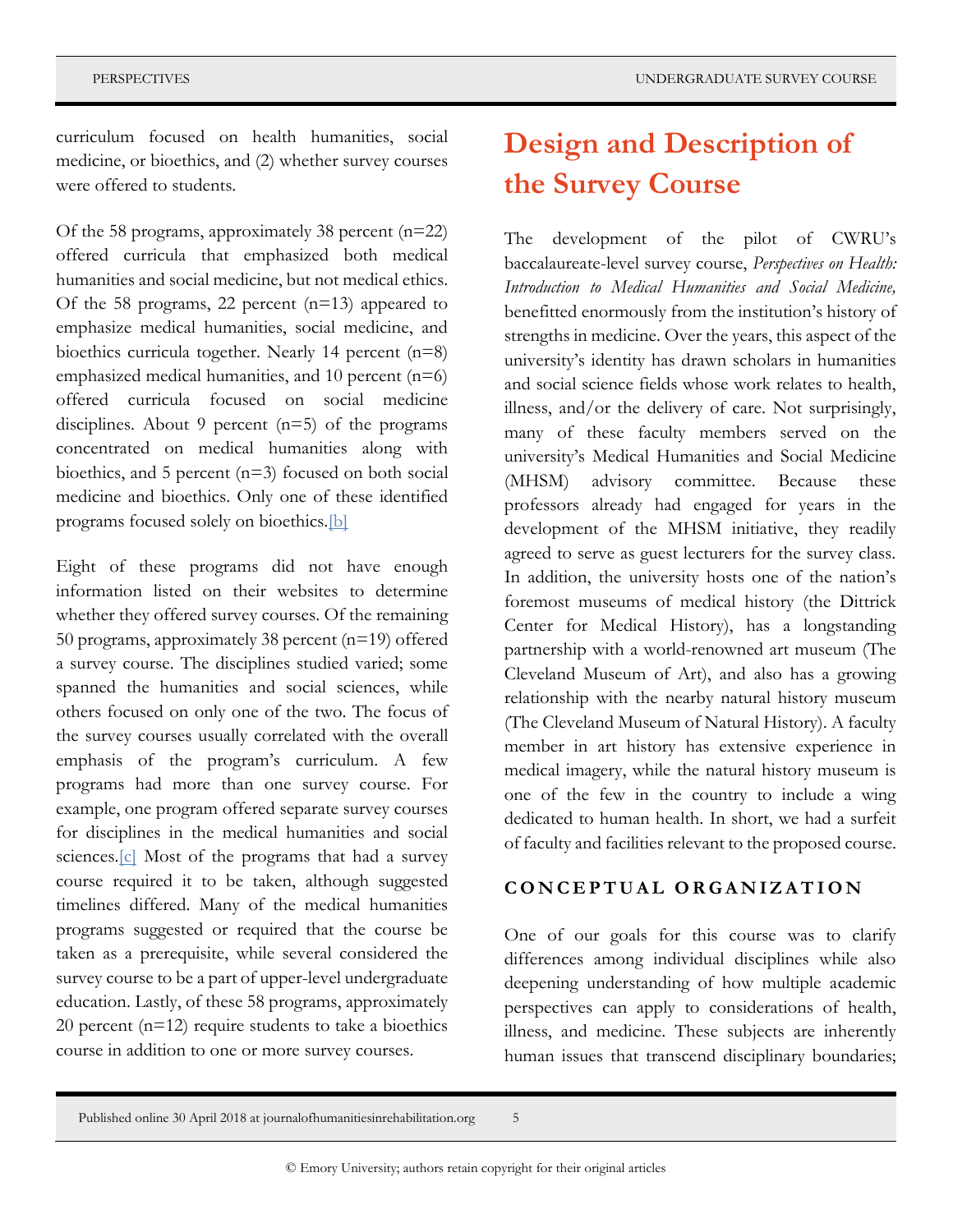curriculum focused on health humanities, social medicine, or bioethics, and (2) whether survey courses were offered to students.

Of the 58 programs, approximately 38 percent (n=22) offered curricula that emphasized both medical humanities and social medicine, but not medical ethics. Of the 58 programs, 22 percent (n=13) appeared to emphasize medical humanities, social medicine, and bioethics curricula together. Nearly 14 percent (n=8) emphasized medical humanities, and 10 percent (n=6) offered curricula focused on social medicine disciplines. About 9 percent (n=5) of the programs concentrated on medical humanities along with bioethics, and 5 percent (n=3) focused on both social medicine and bioethics. Only one of these identified programs focused solely on bioethics.[b]

Eight of these programs did not have enough information listed on their websites to determine whether they offered survey courses. Of the remaining 50 programs, approximately 38 percent (n=19) offered a survey course. The disciplines studied varied; some spanned the humanities and social sciences, while others focused on only one of the two. The focus of the survey courses usually correlated with the overall emphasis of the program's curriculum. A few programs had more than one survey course. For example, one program offered separate survey courses for disciplines in the medical humanities and social sciences.[c] Most of the programs that had a survey course required it to be taken, although suggested timelines differed. Many of the medical humanities programs suggested or required that the course be taken as a prerequisite, while several considered the survey course to be a part of upper-level undergraduate education. Lastly, of these 58 programs, approximately 20 percent (n=12) require students to take a bioethics course in addition to one or more survey courses.

# Design and Description of the Survey Course

The development of the pilot of CWRU's baccalaureate-level survey course, *Perspectives on Health: Introduction to Medical Humanities and Social Medicine,* benefitted enormously from the institution's history of strengths in medicine. Over the years, this aspect of the university's identity has drawn scholars in humanities and social science fields whose work relates to health, illness, and/or the delivery of care. Not surprisingly, many of these faculty members served on the university's Medical Humanities and Social Medicine (MHSM) advisory committee. Because these professors already had engaged for years in the development of the MHSM initiative, they readily agreed to serve as guest lecturers for the survey class. In addition, the university hosts one of the nation's foremost museums of medical history (the Dittrick Center for Medical History), has a longstanding partnership with a world-renowned art museum (The Cleveland Museum of Art), and also has a growing relationship with the nearby natural history museum (The Cleveland Museum of Natural History). A faculty member in art history has extensive experience in medical imagery, while the natural history museum is one of the few in the country to include a wing dedicated to human health. In short, we had a surfeit of faculty and facilities relevant to the proposed course.

## CONCEPTUAL ORGANIZATION

One of our goals for this course was to clarify differences among individual disciplines while also deepening understanding of how multiple academic perspectives can apply to considerations of health, illness, and medicine. These subjects are inherently human issues that transcend disciplinary boundaries;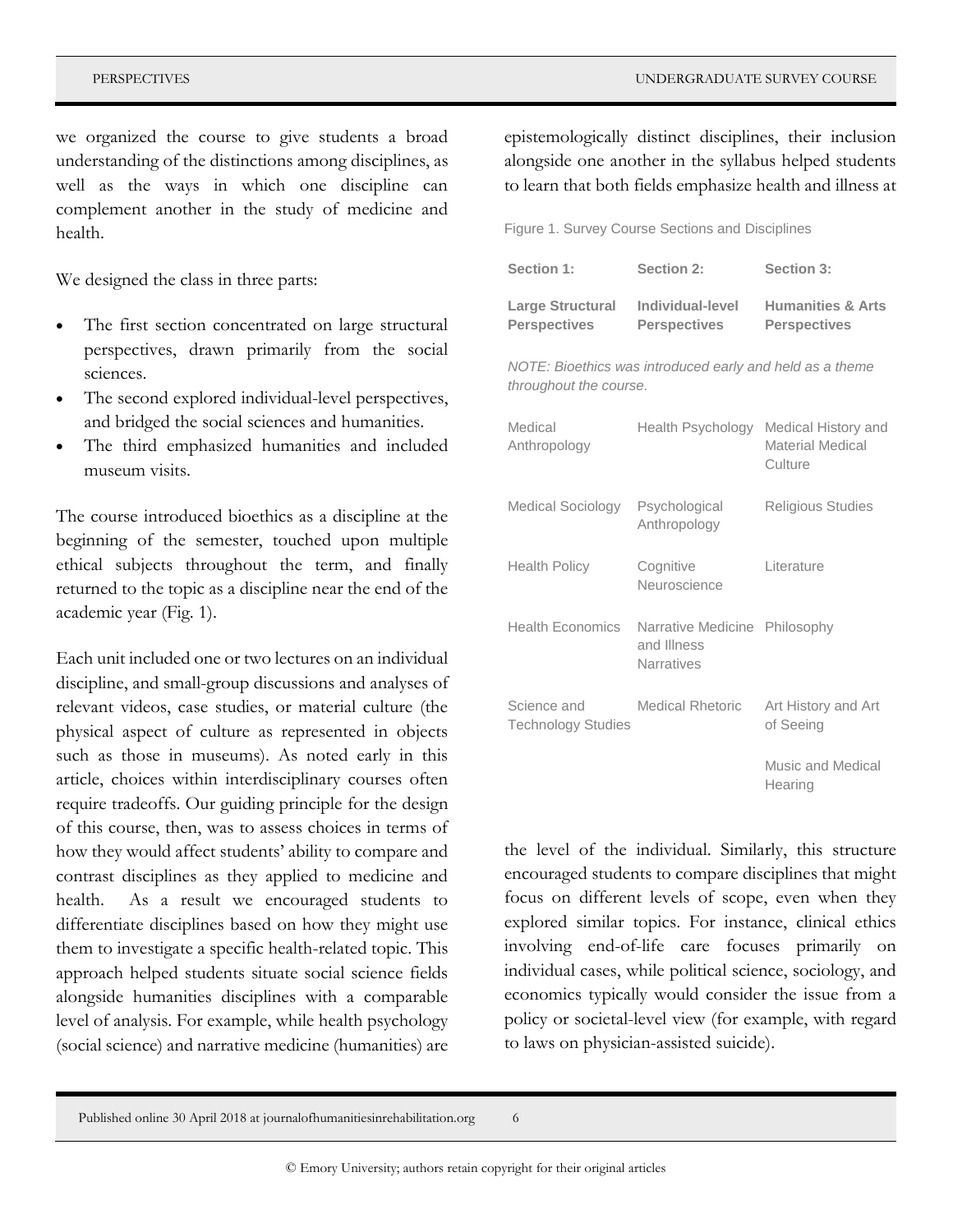we organized the course to give students a broad understanding of the distinctions among disciplines, as well as the ways in which one discipline can complement another in the study of medicine and health.

We designed the class in three parts:

- The first section concentrated on large structural perspectives, drawn primarily from the social sciences.
- The second explored individual-level perspectives, and bridged the social sciences and humanities.
- The third emphasized humanities and included museum visits.

The course introduced bioethics as a discipline at the beginning of the semester, touched upon multiple ethical subjects throughout the term, and finally returned to the topic as a discipline near the end of the academic year (Fig. 1).

Each unit included one or two lectures on an individual discipline, and small-group discussions and analyses of relevant videos, case studies, or material culture (the physical aspect of culture as represented in objects such as those in museums). As noted early in this article, choices within interdisciplinary courses often require tradeoffs. Our guiding principle for the design of this course, then, was to assess choices in terms of how they would affect students' ability to compare and contrast disciplines as they applied to medicine and health. As a result we encouraged students to differentiate disciplines based on how they might use them to investigate a specific health-related topic. This approach helped students situate social science fields alongside humanities disciplines with a comparable level of analysis. For example, while health psychology (social science) and narrative medicine (humanities) are epistemologically distinct disciplines, their inclusion alongside one another in the syllabus helped students to learn that both fields emphasize health and illness at the level of the individual. Similarly, this structure encouraged students to compare disciplines that might focus on different levels of scope, even when they explored similar topics. For instance, clinical ethics involving end-of-life care focuses primarily on individual cases, while political science, sociology, and economics typically would consider the issue from a policy or societal-level view (for example, with regard to laws on physician-assisted suicide).

Figure 1. Survey Course Sections and Disciplines

| **Section 1:** | **Section 2:** | **Section 3:** |
|---|---|---|
| **Large Structural Perspectives** | **Individual-level Perspectives** | **Humanities & Arts Perspectives** |
| Medical Anthropology | Health Psychology | Medical History and Material Medical Culture |
| Medical Sociology | Psychological Anthropology | Religious Studies |
| Health Policy | Cognitive Neuroscience | Literature |
| Health Economics | Narrative Medicine and Illness Narratives | Philosophy |
| Science and Technology Studies | Medical Rhetoric | Art History and Art of Seeing |
| | | Music and Medical Hearing |

*NOTE: Bioethics was introduced early and held as a theme throughout the course.*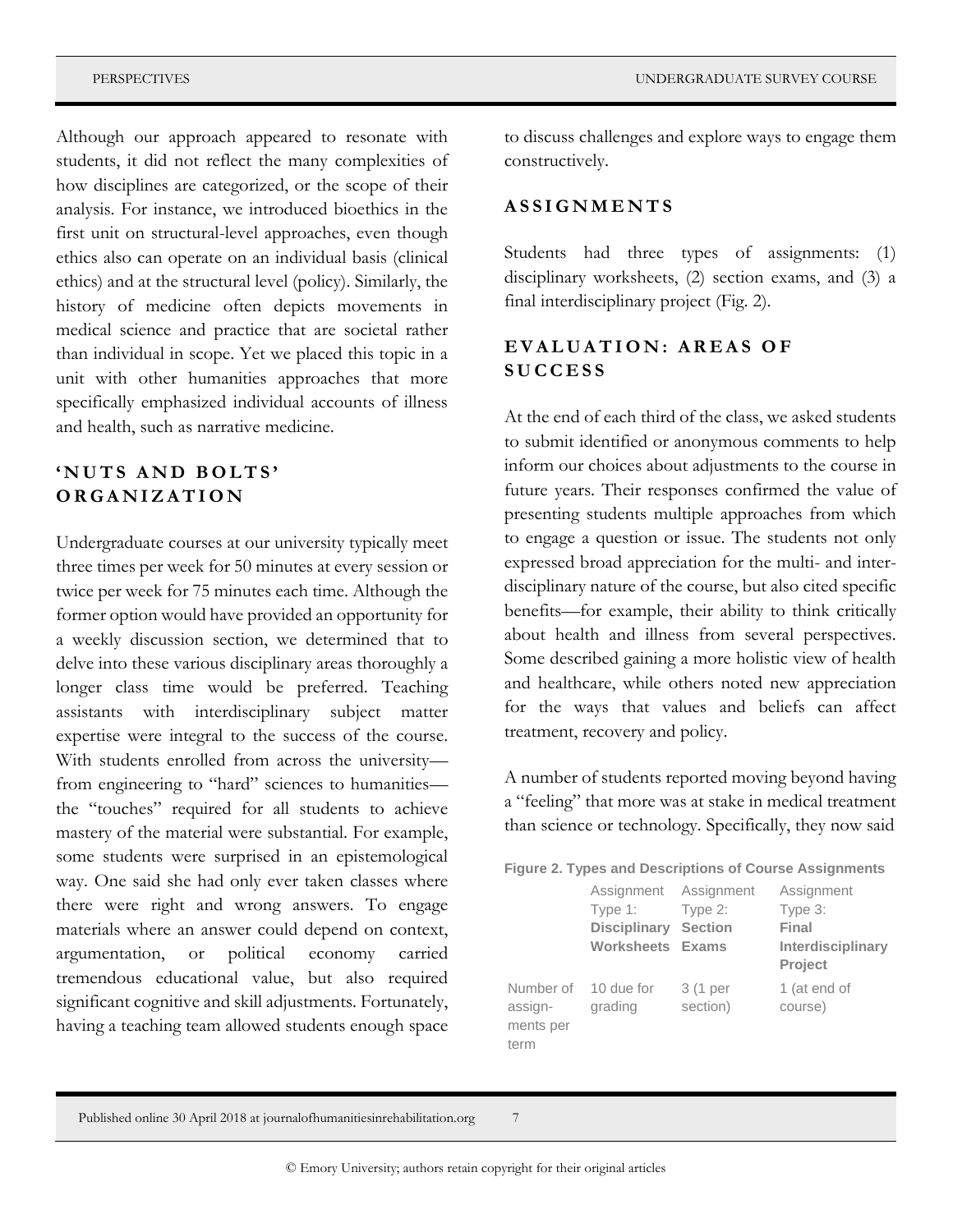Although our approach appeared to resonate with students, it did not reflect the many complexities of how disciplines are categorized, or the scope of their analysis. For instance, we introduced bioethics in the first unit on structural-level approaches, even though ethics also can operate on an individual basis (clinical ethics) and at the structural level (policy). Similarly, the history of medicine often depicts movements in medical science and practice that are societal rather than individual in scope. Yet we placed this topic in a unit with other humanities approaches that more specifically emphasized individual accounts of illness and health, such as narrative medicine.

## 'NUTS AND BOLTS' ORGANIZATION

Undergraduate courses at our university typically meet three times per week for 50 minutes at every session or twice per week for 75 minutes each time. Although the former option would have provided an opportunity for a weekly discussion section, we determined that to delve into these various disciplinary areas thoroughly a longer class time would be preferred. Teaching assistants with interdisciplinary subject matter expertise were integral to the success of the course. With students enrolled from across the university—from engineering to "hard" sciences to humanities—the "touches" required for all students to achieve mastery of the material were substantial. For example, some students were surprised in an epistemological way. One said she had only ever taken classes where there were right and wrong answers. To engage materials where an answer could depend on context, argumentation, or political economy carried tremendous educational value, but also required significant cognitive and skill adjustments. Fortunately, having a teaching team allowed students enough space to discuss challenges and explore ways to engage them constructively.

## ASSIGNMENTS

Students had three types of assignments: (1) disciplinary worksheets, (2) section exams, and (3) a final interdisciplinary project (Fig. 2).

## EVALUATION: AREAS OF SUCCESS

At the end of each third of the class, we asked students to submit identified or anonymous comments to help inform our choices about adjustments to the course in future years. Their responses confirmed the value of presenting students multiple approaches from which to engage a question or issue. The students not only expressed broad appreciation for the multi- and inter-disciplinary nature of the course, but also cited specific benefits—for example, their ability to think critically about health and illness from several perspectives. Some described gaining a more holistic view of health and healthcare, while others noted new appreciation for the ways that values and beliefs can affect treatment, recovery and policy.

A number of students reported moving beyond having a "feeling" that more was at stake in medical treatment than science or technology. Specifically, they now said

**Figure 2. Types and Descriptions of Course Assignments**

| | Assignment Type 1: **Disciplinary Worksheets** | Assignment Type 2: **Section Exams** | Assignment Type 3: **Final Interdisciplinary Project** |
|---|---|---|---|
| Number of assign-ments per term | 10 due for grading | 3 (1 per section) | 1 (at end of course) |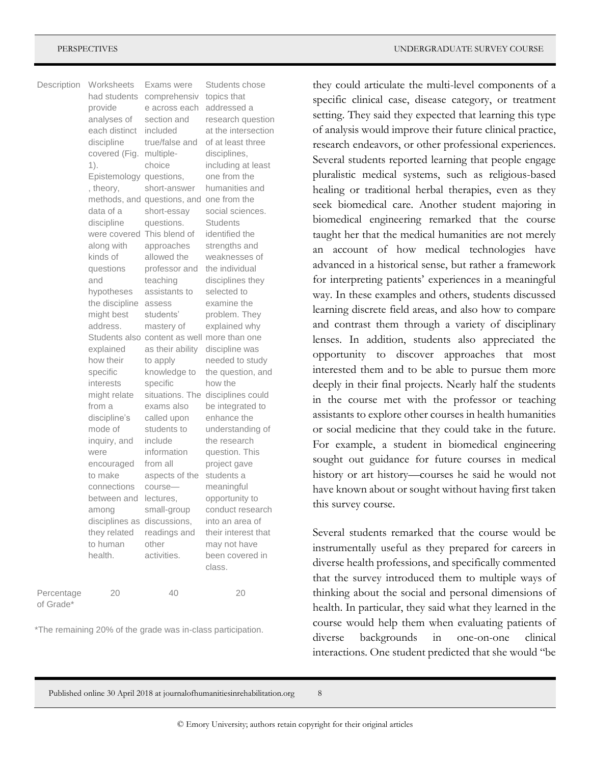| Description | Worksheets had students provide analyses of each distinct discipline covered (Fig. 1). Epistemology, theory, methods, and data of a discipline were covered along with kinds of questions and hypotheses the discipline might best address. Students also explained how their specific interests might relate from a discipline's mode of inquiry, and were encouraged to make connections between and among disciplines as they related to human health. | Exams were comprehensive across each section and included true/false and multiple-choice questions, short-answer questions, and short-essay questions. This blend of approaches allowed the professor and teaching assistants to assess students' mastery of content as well as their ability to apply knowledge to specific situations. The exams also called upon students to include information from all aspects of the course—lectures, small-group discussions, readings and other activities. | Students chose topics that addressed a research question at the intersection of at least three disciplines, including at least one from the humanities and one from the social sciences. Students identified the strengths and weaknesses of the individual disciplines they selected to examine the problem. They explained why more than one discipline was needed to study the question, and how the disciplines could be integrated to enhance the understanding of the research question. This project gave students a meaningful opportunity to conduct research into an area of their interest that may not have been covered in class. |
|---|---|---|---|
| Percentage of Grade* | 20 | 40 | 20 |

*The remaining 20% of the grade was in-class participation.

they could articulate the multi-level components of a specific clinical case, disease category, or treatment setting. They said they expected that learning this type of analysis would improve their future clinical practice, research endeavors, or other professional experiences. Several students reported learning that people engage pluralistic medical systems, such as religious-based healing or traditional herbal therapies, even as they seek biomedical care. Another student majoring in biomedical engineering remarked that the course taught her that the medical humanities are not merely an account of how medical technologies have advanced in a historical sense, but rather a framework for interpreting patients' experiences in a meaningful way. In these examples and others, students discussed learning discrete field areas, and also how to compare and contrast them through a variety of disciplinary lenses. In addition, students also appreciated the opportunity to discover approaches that most interested them and to be able to pursue them more deeply in their final projects. Nearly half the students in the course met with the professor or teaching assistants to explore other courses in health humanities or social medicine that they could take in the future. For example, a student in biomedical engineering sought out guidance for future courses in medical history or art history—courses he said he would not have known about or sought without having first taken this survey course.

Several students remarked that the course would be instrumentally useful as they prepared for careers in diverse health professions, and specifically commented that the survey introduced them to multiple ways of thinking about the social and personal dimensions of health. In particular, they said what they learned in the course would help them when evaluating patients of diverse backgrounds in one-on-one clinical interactions. One student predicted that she would "be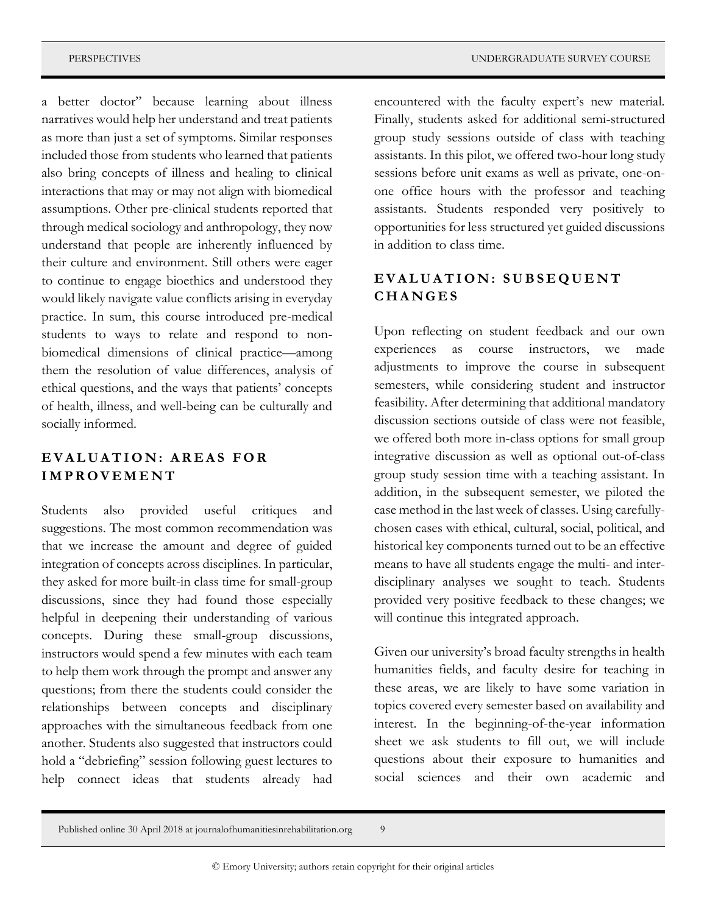a better doctor" because learning about illness narratives would help her understand and treat patients as more than just a set of symptoms. Similar responses included those from students who learned that patients also bring concepts of illness and healing to clinical interactions that may or may not align with biomedical assumptions. Other pre-clinical students reported that through medical sociology and anthropology, they now understand that people are inherently influenced by their culture and environment. Still others were eager to continue to engage bioethics and understood they would likely navigate value conflicts arising in everyday practice. In sum, this course introduced pre-medical students to ways to relate and respond to non-biomedical dimensions of clinical practice—among them the resolution of value differences, analysis of ethical questions, and the ways that patients' concepts of health, illness, and well-being can be culturally and socially informed.

## EVALUATION: AREAS FOR IMPROVEMENT

Students also provided useful critiques and suggestions. The most common recommendation was that we increase the amount and degree of guided integration of concepts across disciplines. In particular, they asked for more built-in class time for small-group discussions, since they had found those especially helpful in deepening their understanding of various concepts. During these small-group discussions, instructors would spend a few minutes with each team to help them work through the prompt and answer any questions; from there the students could consider the relationships between concepts and disciplinary approaches with the simultaneous feedback from one another. Students also suggested that instructors could hold a "debriefing" session following guest lectures to help connect ideas that students already had encountered with the faculty expert's new material. Finally, students asked for additional semi-structured group study sessions outside of class with teaching assistants. In this pilot, we offered two-hour long study sessions before unit exams as well as private, one-on-one office hours with the professor and teaching assistants. Students responded very positively to opportunities for less structured yet guided discussions in addition to class time.

## EVALUATION: SUBSEQUENT CHANGES

Upon reflecting on student feedback and our own experiences as course instructors, we made adjustments to improve the course in subsequent semesters, while considering student and instructor feasibility. After determining that additional mandatory discussion sections outside of class were not feasible, we offered both more in-class options for small group integrative discussion as well as optional out-of-class group study session time with a teaching assistant. In addition, in the subsequent semester, we piloted the case method in the last week of classes. Using carefully-chosen cases with ethical, cultural, social, political, and historical key components turned out to be an effective means to have all students engage the multi- and inter-disciplinary analyses we sought to teach. Students provided very positive feedback to these changes; we will continue this integrated approach.

Given our university's broad faculty strengths in health humanities fields, and faculty desire for teaching in these areas, we are likely to have some variation in topics covered every semester based on availability and interest. In the beginning-of-the-year information sheet we ask students to fill out, we will include questions about their exposure to humanities and social sciences and their own academic and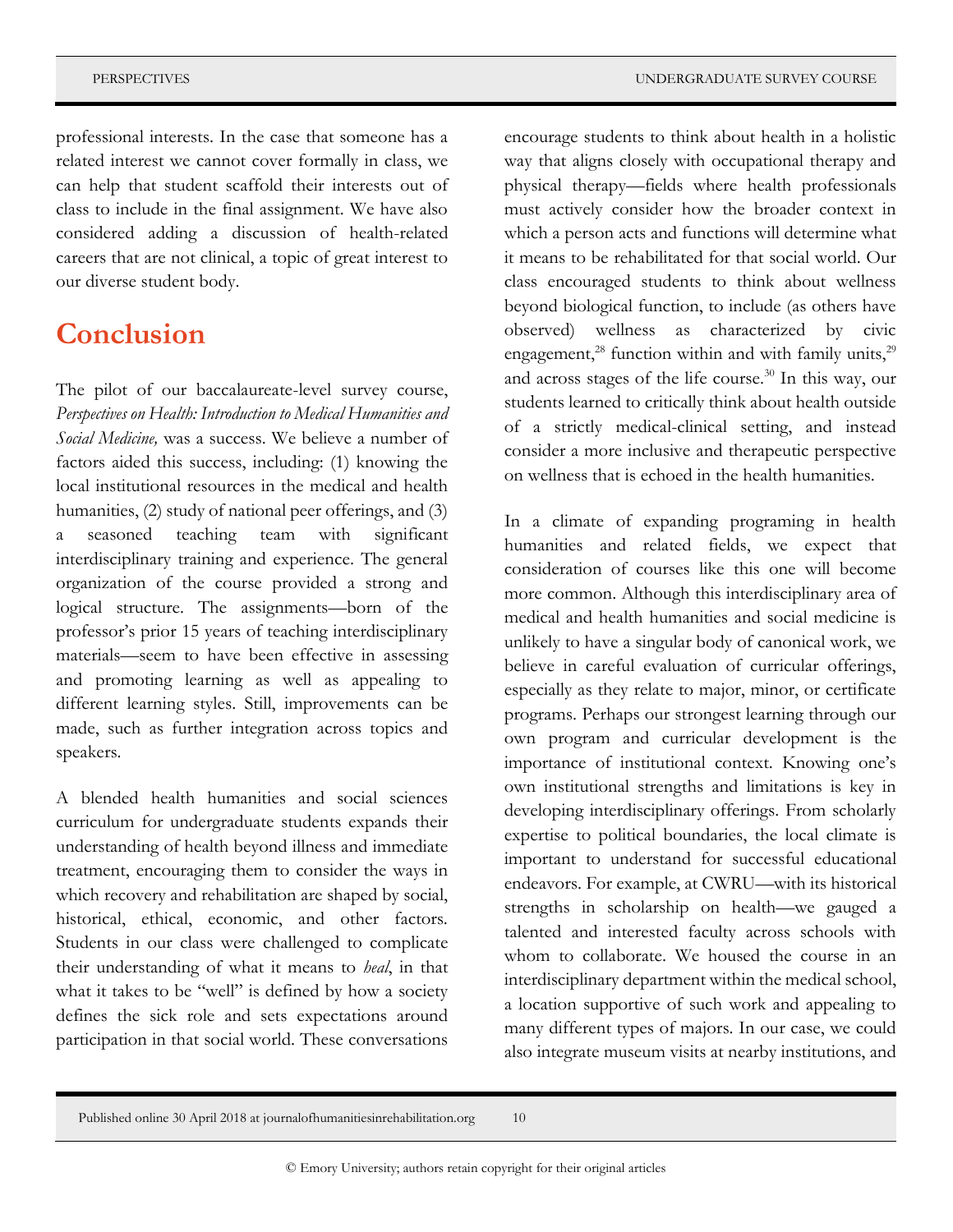professional interests. In the case that someone has a related interest we cannot cover formally in class, we can help that student scaffold their interests out of class to include in the final assignment. We have also considered adding a discussion of health-related careers that are not clinical, a topic of great interest to our diverse student body.

## Conclusion

The pilot of our baccalaureate-level survey course, *Perspectives on Health: Introduction to Medical Humanities and Social Medicine,* was a success. We believe a number of factors aided this success, including: (1) knowing the local institutional resources in the medical and health humanities, (2) study of national peer offerings, and (3) a seasoned teaching team with significant interdisciplinary training and experience. The general organization of the course provided a strong and logical structure. The assignments—born of the professor's prior 15 years of teaching interdisciplinary materials—seem to have been effective in assessing and promoting learning as well as appealing to different learning styles. Still, improvements can be made, such as further integration across topics and speakers.

A blended health humanities and social sciences curriculum for undergraduate students expands their understanding of health beyond illness and immediate treatment, encouraging them to consider the ways in which recovery and rehabilitation are shaped by social, historical, ethical, economic, and other factors. Students in our class were challenged to complicate their understanding of what it means to *heal*, in that what it takes to be "well" is defined by how a society defines the sick role and sets expectations around participation in that social world. These conversations encourage students to think about health in a holistic way that aligns closely with occupational therapy and physical therapy—fields where health professionals must actively consider how the broader context in which a person acts and functions will determine what it means to be rehabilitated for that social world. Our class encouraged students to think about wellness beyond biological function, to include (as others have observed) wellness as characterized by civic engagement,[28] function within and with family units,[29] and across stages of the life course.[30] In this way, our students learned to critically think about health outside of a strictly medical-clinical setting, and instead consider a more inclusive and therapeutic perspective on wellness that is echoed in the health humanities.

In a climate of expanding programing in health humanities and related fields, we expect that consideration of courses like this one will become more common. Although this interdisciplinary area of medical and health humanities and social medicine is unlikely to have a singular body of canonical work, we believe in careful evaluation of curricular offerings, especially as they relate to major, minor, or certificate programs. Perhaps our strongest learning through our own program and curricular development is the importance of institutional context. Knowing one's own institutional strengths and limitations is key in developing interdisciplinary offerings. From scholarly expertise to political boundaries, the local climate is important to understand for successful educational endeavors. For example, at CWRU—with its historical strengths in scholarship on health—we gauged a talented and interested faculty across schools with whom to collaborate. We housed the course in an interdisciplinary department within the medical school, a location supportive of such work and appealing to many different types of majors. In our case, we could also integrate museum visits at nearby institutions, and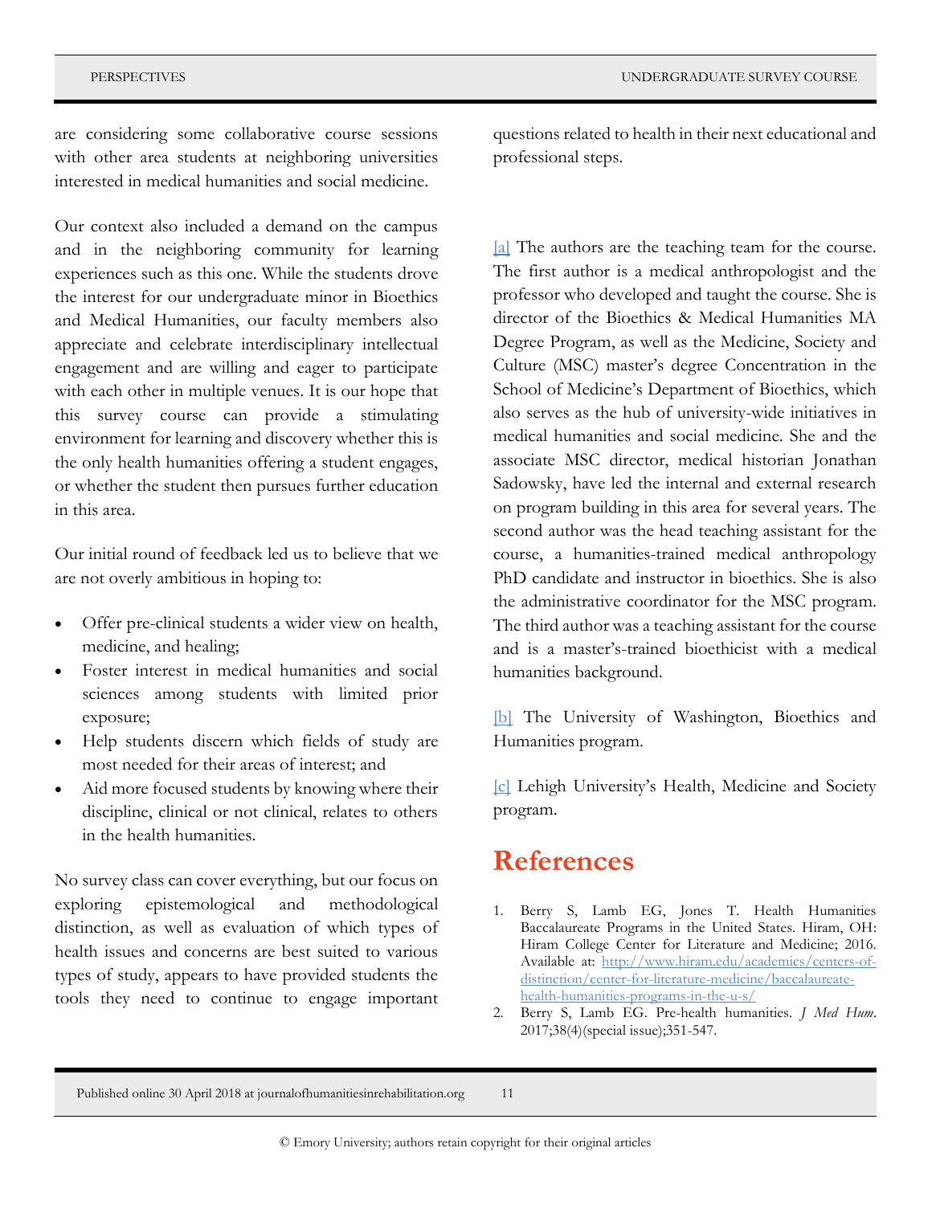are considering some collaborative course sessions with other area students at neighboring universities interested in medical humanities and social medicine.

Our context also included a demand on the campus and in the neighboring community for learning experiences such as this one. While the students drove the interest for our undergraduate minor in Bioethics and Medical Humanities, our faculty members also appreciate and celebrate interdisciplinary intellectual engagement and are willing and eager to participate with each other in multiple venues. It is our hope that this survey course can provide a stimulating environment for learning and discovery whether this is the only health humanities offering a student engages, or whether the student then pursues further education in this area.

Our initial round of feedback led us to believe that we are not overly ambitious in hoping to:

- Offer pre-clinical students a wider view on health, medicine, and healing;
- Foster interest in medical humanities and social sciences among students with limited prior exposure;
- Help students discern which fields of study are most needed for their areas of interest; and
- Aid more focused students by knowing where their discipline, clinical or not clinical, relates to others in the health humanities.

No survey class can cover everything, but our focus on exploring epistemological and methodological distinction, as well as evaluation of which types of health issues and concerns are best suited to various types of study, appears to have provided students the tools they need to continue to engage important questions related to health in their next educational and professional steps.

[a] The authors are the teaching team for the course. The first author is a medical anthropologist and the professor who developed and taught the course. She is director of the Bioethics & Medical Humanities MA Degree Program, as well as the Medicine, Society and Culture (MSC) master's degree Concentration in the School of Medicine's Department of Bioethics, which also serves as the hub of university-wide initiatives in medical humanities and social medicine. She and the associate MSC director, medical historian Jonathan Sadowsky, have led the internal and external research on program building in this area for several years. The second author was the head teaching assistant for the course, a humanities-trained medical anthropology PhD candidate and instructor in bioethics. She is also the administrative coordinator for the MSC program. The third author was a teaching assistant for the course and is a master's-trained bioethicist with a medical humanities background.

[b] The University of Washington, Bioethics and Humanities program.

[c] Lehigh University's Health, Medicine and Society program.

# References

1. Berry S, Lamb EG, Jones T. Health Humanities Baccalaureate Programs in the United States. Hiram, OH: Hiram College Center for Literature and Medicine; 2016. Available at: http://www.hiram.edu/academics/centers-of-distinction/center-for-literature-medicine/baccalaureate-health-humanities-programs-in-the-u-s/
2. Berry S, Lamb EG. Pre-health humanities. *J Med Hum*. 2017;38(4)(special issue);351-547.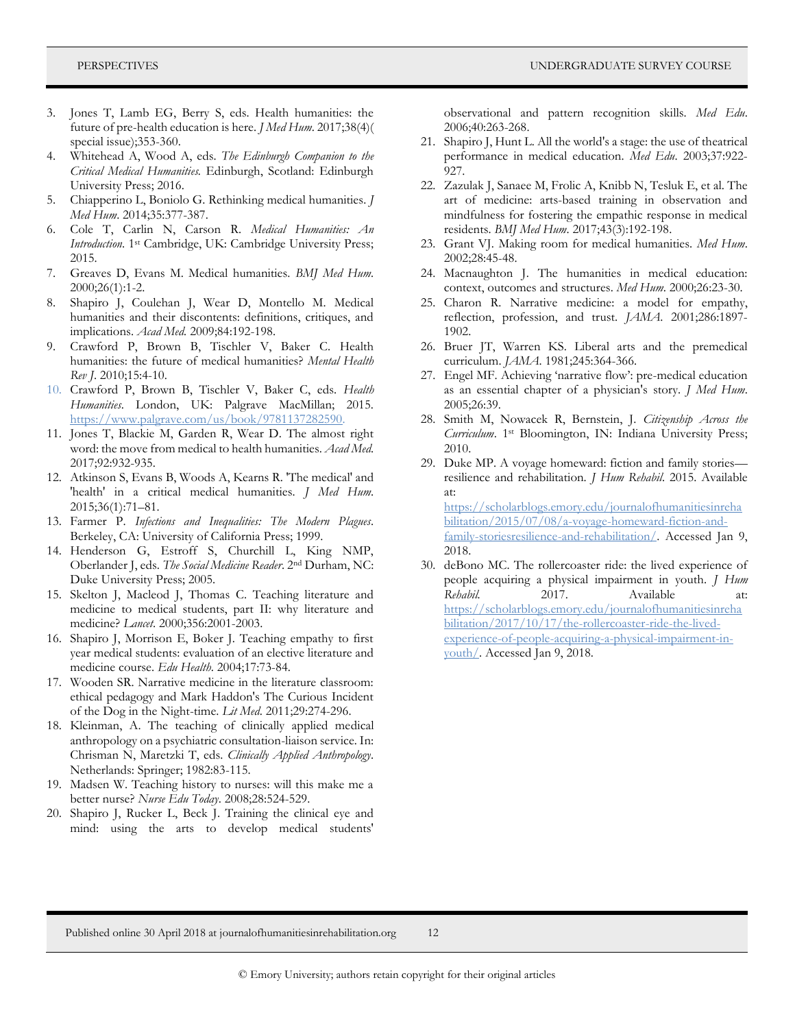3. Jones T, Lamb EG, Berry S, eds. Health humanities: the future of pre-health education is here. *J Med Hum*. 2017;38(4)( special issue);353-360.
4. Whitehead A, Wood A, eds. *The Edinburgh Companion to the Critical Medical Humanities.* Edinburgh, Scotland: Edinburgh University Press; 2016.
5. Chiapperino L, Boniolo G. Rethinking medical humanities. *J Med Hum*. 2014;35:377-387.
6. Cole T, Carlin N, Carson R. *Medical Humanities: An Introduction*. 1st Cambridge, UK: Cambridge University Press; 2015.
7. Greaves D, Evans M. Medical humanities. *BMJ Med Hum*. 2000;26(1):1-2.
8. Shapiro J, Coulehan J, Wear D, Montello M. Medical humanities and their discontents: definitions, critiques, and implications. *Acad Med.* 2009;84:192-198.
9. Crawford P, Brown B, Tischler V, Baker C. Health humanities: the future of medical humanities? *Mental Health Rev J*. 2010;15:4-10.
10. Crawford P, Brown B, Tischler V, Baker C, eds. *Health Humanities*. London, UK: Palgrave MacMillan; 2015. https://www.palgrave.com/us/book/9781137282590.
11. Jones T, Blackie M, Garden R, Wear D. The almost right word: the move from medical to health humanities. *Acad Med.* 2017;92:932-935.
12. Atkinson S, Evans B, Woods A, Kearns R. 'The medical' and 'health' in a critical medical humanities. *J Med Hum*. 2015;36(1):71–81.
13. Farmer P. *Infections and Inequalities: The Modern Plagues*. Berkeley, CA: University of California Press; 1999.
14. Henderson G, Estroff S, Churchill L, King NMP, Oberlander J, eds. *The Social Medicine Reader*. 2nd Durham, NC: Duke University Press; 2005.
15. Skelton J, Macleod J, Thomas C. Teaching literature and medicine to medical students, part II: why literature and medicine? *Lancet*. 2000;356:2001-2003.
16. Shapiro J, Morrison E, Boker J. Teaching empathy to first year medical students: evaluation of an elective literature and medicine course. *Edu Health.* 2004;17:73-84.
17. Wooden SR. Narrative medicine in the literature classroom: ethical pedagogy and Mark Haddon's The Curious Incident of the Dog in the Night-time. *Lit Med.* 2011;29:274-296.
18. Kleinman, A. The teaching of clinically applied medical anthropology on a psychiatric consultation-liaison service. In: Chrisman N, Maretzki T, eds. *Clinically Applied Anthropology*. Netherlands: Springer; 1982:83-115.
19. Madsen W. Teaching history to nurses: will this make me a better nurse? *Nurse Edu Today*. 2008;28:524-529.
20. Shapiro J, Rucker L, Beck J. Training the clinical eye and mind: using the arts to develop medical students' observational and pattern recognition skills. *Med Edu*. 2006;40:263-268.
21. Shapiro J, Hunt L. All the world's a stage: the use of theatrical performance in medical education. *Med Edu*. 2003;37:922-927.
22. Zazulak J, Sanaee M, Frolic A, Knibb N, Tesluk E, et al. The art of medicine: arts-based training in observation and mindfulness for fostering the empathic response in medical residents. *BMJ Med Hum*. 2017;43(3):192-198.
23. Grant VJ. Making room for medical humanities. *Med Hum*. 2002;28:45-48.
24. Macnaughton J. The humanities in medical education: context, outcomes and structures. *Med Hum.* 2000;26:23-30.
25. Charon R. Narrative medicine: a model for empathy, reflection, profession, and trust. *JAMA*. 2001;286:1897-1902.
26. Bruer JT, Warren KS. Liberal arts and the premedical curriculum. *JAMA.* 1981;245:364-366.
27. Engel MF. Achieving 'narrative flow': pre-medical education as an essential chapter of a physician's story. *J Med Hum*. 2005;26:39.
28. Smith M, Nowacek R, Bernstein, J. *Citizenship Across the Curriculum*. 1st Bloomington, IN: Indiana University Press; 2010.
29. Duke MP. A voyage homeward: fiction and family stories—resilience and rehabilitation. *J Hum Rehabil.* 2015. Available at: https://scholarblogs.emory.edu/journalofhumanitiesinrehabilitation/2015/07/08/a-voyage-homeward-fiction-and-family-storiesresilience-and-rehabilitation/. Accessed Jan 9, 2018.
30. deBono MC. The rollercoaster ride: the lived experience of people acquiring a physical impairment in youth. *J Hum Rehabil.* 2017. Available at: https://scholarblogs.emory.edu/journalofhumanitiesinrehabilitation/2017/10/17/the-rollercoaster-ride-the-lived-experience-of-people-acquiring-a-physical-impairment-in-youth/. Accessed Jan 9, 2018.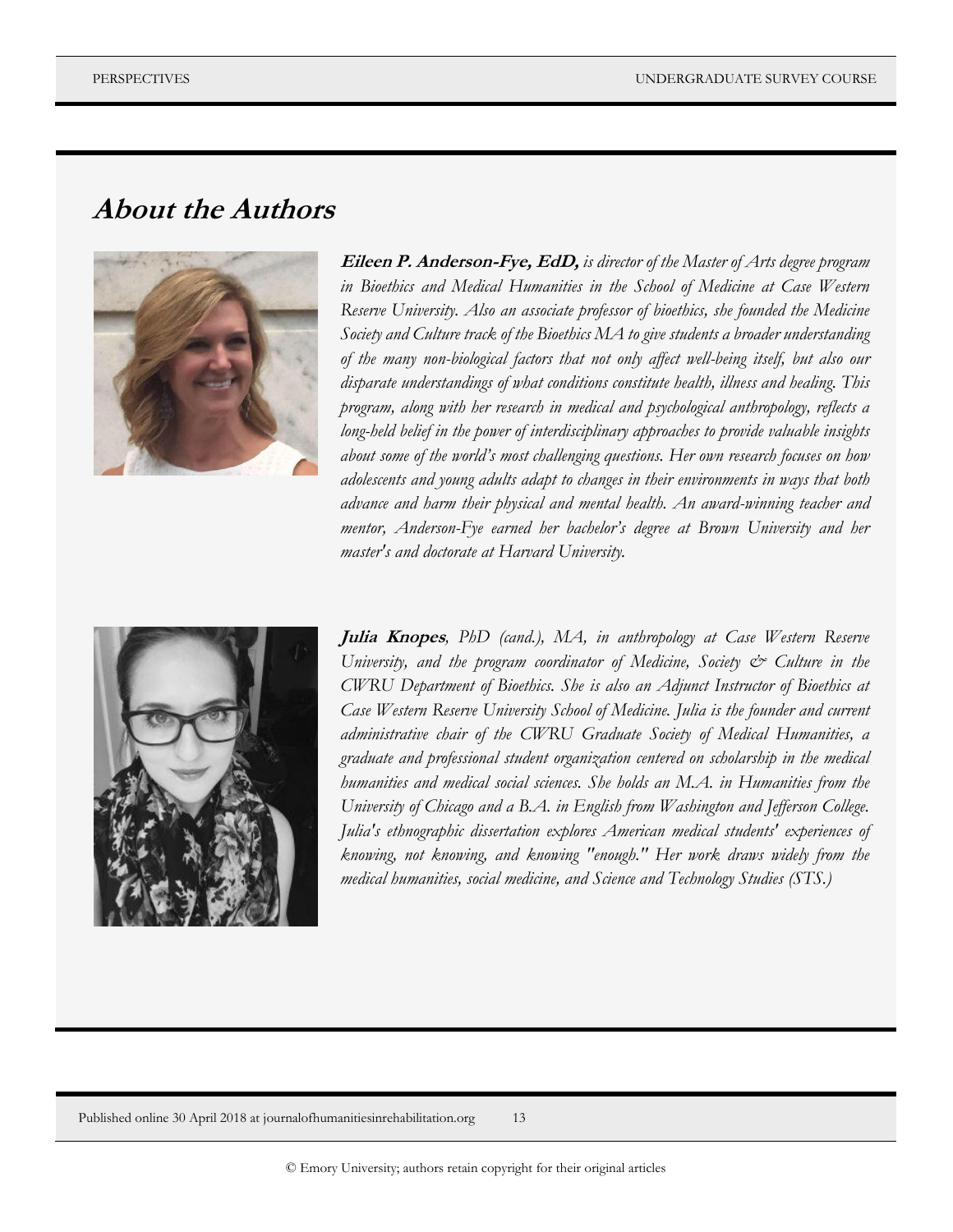## About the Authors

**Eileen P. Anderson-Fye, EdD,** *is director of the Master of Arts degree program in Bioethics and Medical Humanities in the School of Medicine at Case Western Reserve University. Also an associate professor of bioethics, she founded the Medicine Society and Culture track of the Bioethics MA to give students a broader understanding of the many non-biological factors that not only affect well-being itself, but also our disparate understandings of what conditions constitute health, illness and healing. This program, along with her research in medical and psychological anthropology, reflects a long-held belief in the power of interdisciplinary approaches to provide valuable insights about some of the world's most challenging questions. Her own research focuses on how adolescents and young adults adapt to changes in their environments in ways that both advance and harm their physical and mental health. An award-winning teacher and mentor, Anderson-Fye earned her bachelor's degree at Brown University and her master's and doctorate at Harvard University.*

**Julia Knopes**, *PhD (cand.), MA, in anthropology at Case Western Reserve University, and the program coordinator of Medicine, Society & Culture in the CWRU Department of Bioethics. She is also an Adjunct Instructor of Bioethics at Case Western Reserve University School of Medicine. Julia is the founder and current administrative chair of the CWRU Graduate Society of Medical Humanities, a graduate and professional student organization centered on scholarship in the medical humanities and medical social sciences. She holds an M.A. in Humanities from the University of Chicago and a B.A. in English from Washington and Jefferson College. Julia's ethnographic dissertation explores American medical students' experiences of knowing, not knowing, and knowing "enough." Her work draws widely from the medical humanities, social medicine, and Science and Technology Studies (STS.)*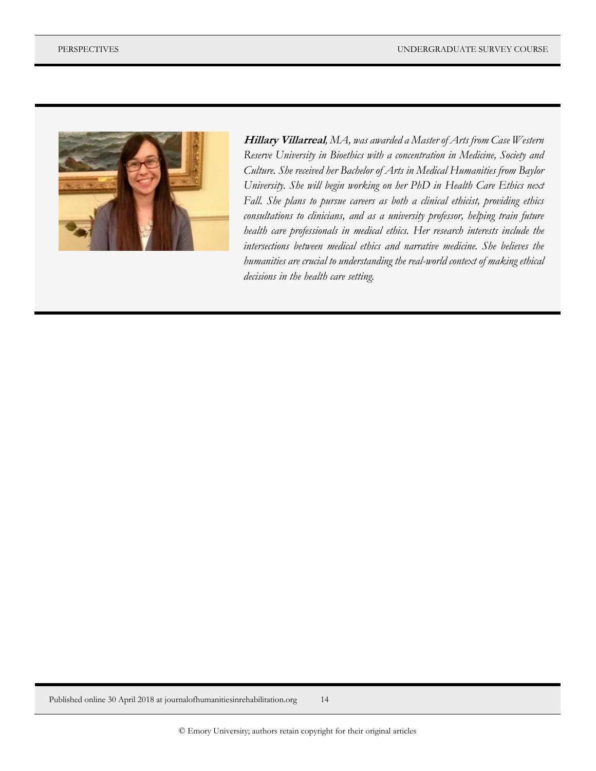***Hillary Villarreal**, MA, was awarded a Master of Arts from Case Western Reserve University in Bioethics with a concentration in Medicine, Society and Culture. She received her Bachelor of Arts in Medical Humanities from Baylor University. She will begin working on her PhD in Health Care Ethics next Fall. She plans to pursue careers as both a clinical ethicist, providing ethics consultations to clinicians, and as a university professor, helping train future health care professionals in medical ethics. Her research interests include the intersections between medical ethics and narrative medicine. She believes the humanities are crucial to understanding the real-world context of making ethical decisions in the health care setting.*